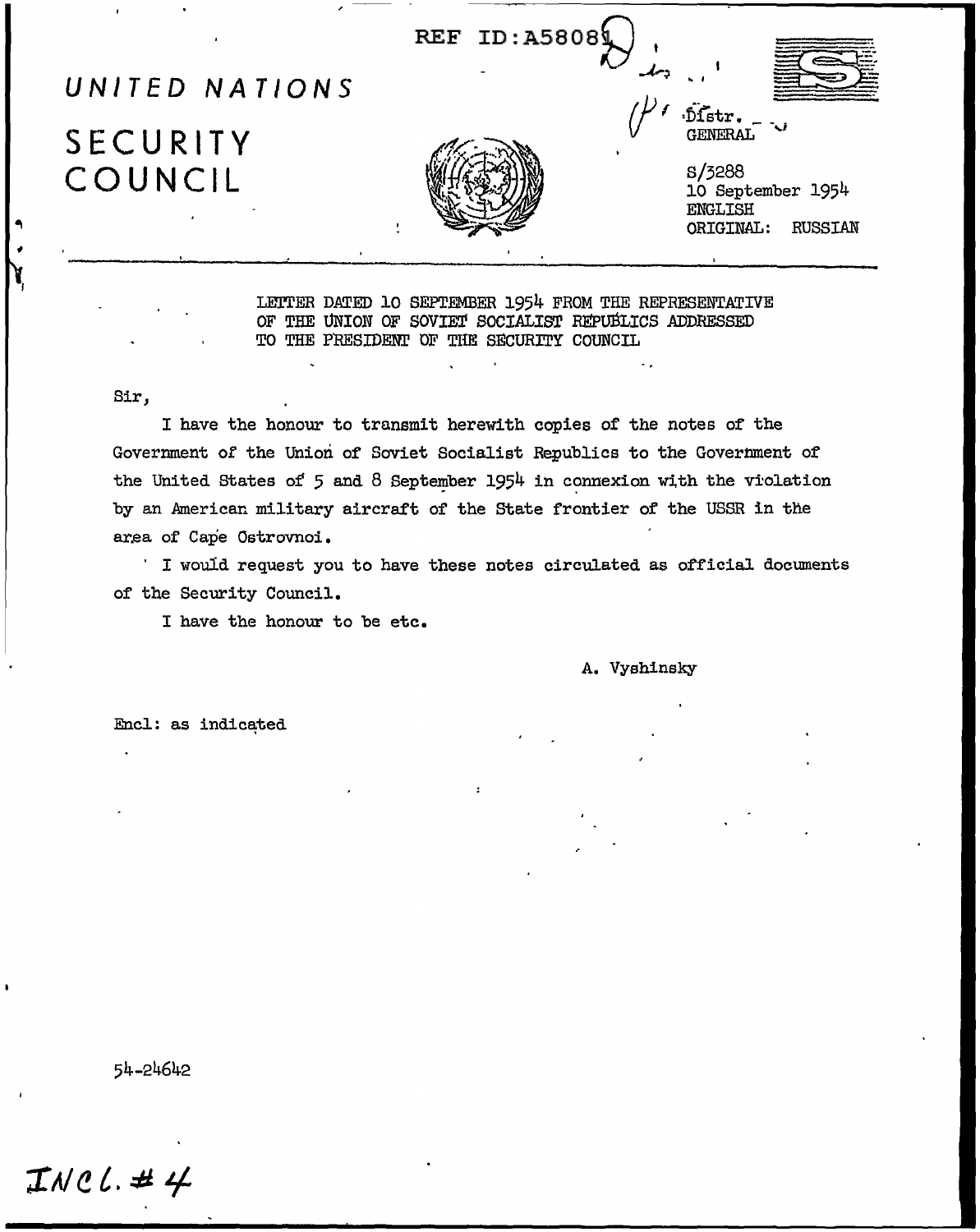REF ID:A58081

# UNITED NATIONS

# SECURITY COUNCIL

Distr.
GENERAL

S/3288
10 September 1954
ENGLISH
ORIGINAL: RUSSIAN

LETTER DATED 10 SEPTEMBER 1954 FROM THE REPRESENTATIVE OF THE UNION OF SOVIET SOCIALIST REPUBLICS ADDRESSED TO THE PRESIDENT OF THE SECURITY COUNCIL

Sir,

I have the honour to transmit herewith copies of the notes of the Government of the Union of Soviet Socialist Republics to the Government of the United States of 5 and 8 September 1954 in connexion with the violation by an American military aircraft of the State frontier of the USSR in the area of Cape Ostrovnoi.

I would request you to have these notes circulated as official documents of the Security Council.

I have the honour to be etc.

A. Vyshinsky

Encl: as indicated

54-24642

INCL. # 4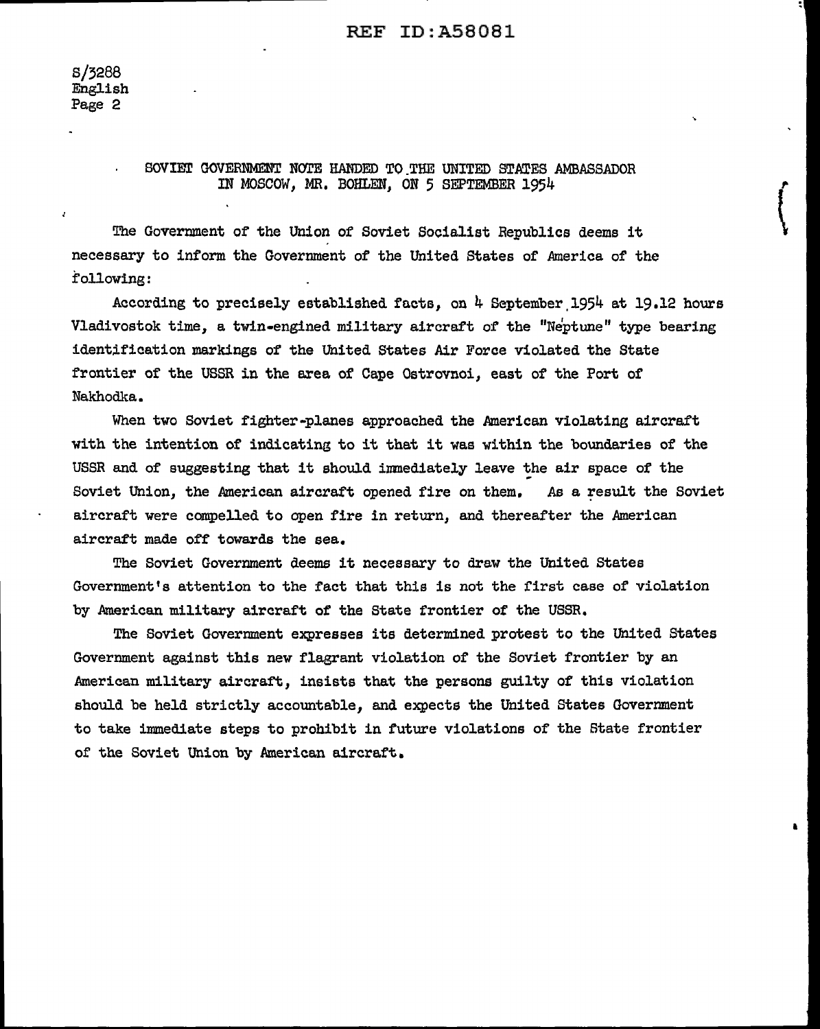S/3288
English

SOVIET GOVERNMENT NOTE HANDED TO THE UNITED STATES AMBASSADOR IN MOSCOW, MR. BOHLEN, ON 5 SEPTEMBER 1954

The Government of the Union of Soviet Socialist Republics deems it necessary to inform the Government of the United States of America of the following:

According to precisely established facts, on 4 September 1954 at 19.12 hours Vladivostok time, a twin-engined military aircraft of the "Neptune" type bearing identification markings of the United States Air Force violated the State frontier of the USSR in the area of Cape Ostrovnoi, east of the Port of Nakhodka.

When two Soviet fighter-planes approached the American violating aircraft with the intention of indicating to it that it was within the boundaries of the USSR and of suggesting that it should immediately leave the air space of the Soviet Union, the American aircraft opened fire on them. As a result the Soviet aircraft were compelled to open fire in return, and thereafter the American aircraft made off towards the sea.

The Soviet Government deems it necessary to draw the United States Government's attention to the fact that this is not the first case of violation by American military aircraft of the State frontier of the USSR.

The Soviet Government expresses its determined protest to the United States Government against this new flagrant violation of the Soviet frontier by an American military aircraft, insists that the persons guilty of this violation should be held strictly accountable, and expects the United States Government to take immediate steps to prohibit in future violations of the State frontier of the Soviet Union by American aircraft.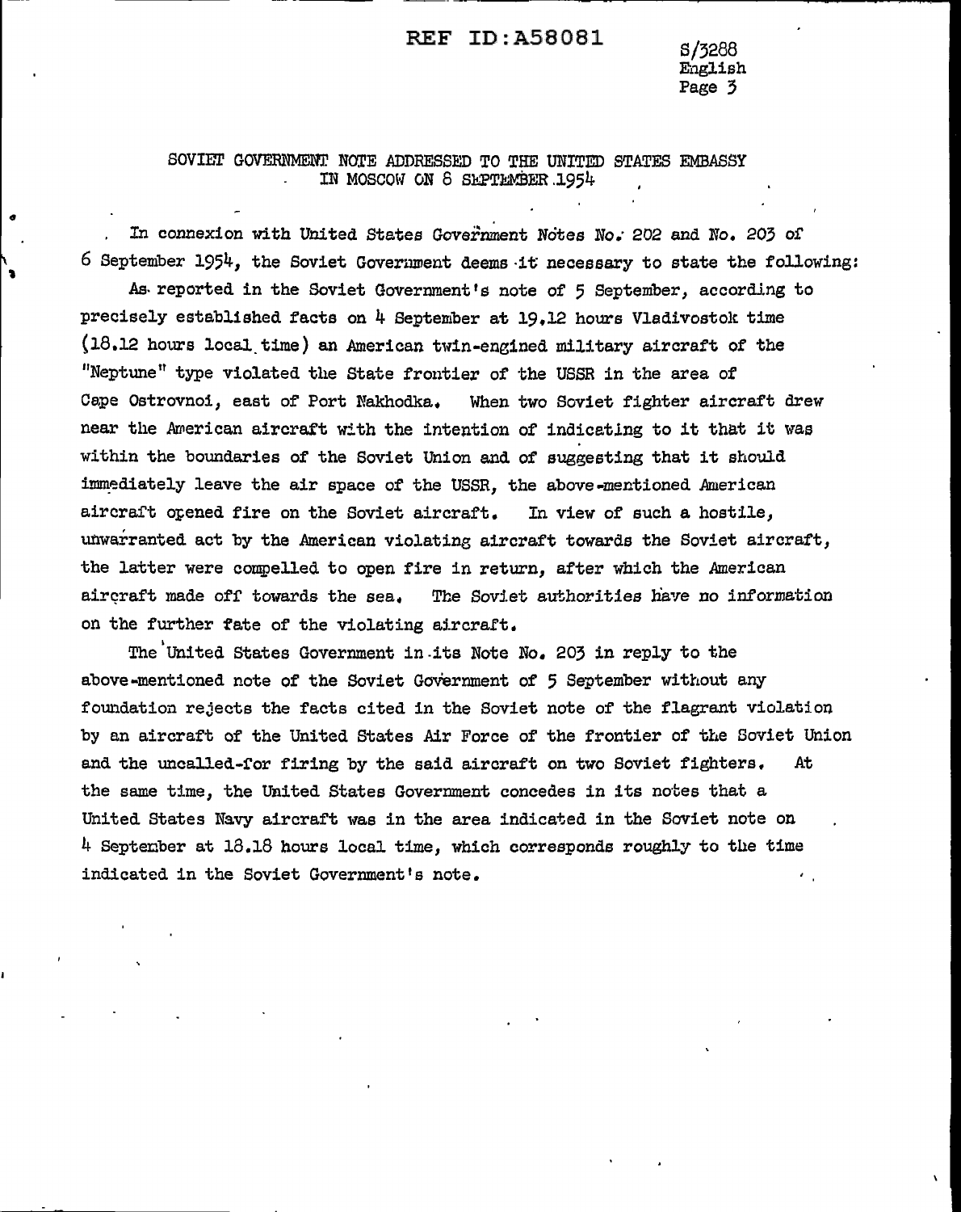SOVIET GOVERNMENT NOTE ADDRESSED TO THE UNITED STATES EMBASSY IN MOSCOW ON 8 SEPTEMBER 1954

In connexion with United States Government Notes No. 202 and No. 203 of 6 September 1954, the Soviet Government deems it necessary to state the following:

As reported in the Soviet Government's note of 5 September, according to precisely established facts on 4 September at 19.12 hours Vladivostok time (18.12 hours local time) an American twin-engined military aircraft of the "Neptune" type violated the State frontier of the USSR in the area of Cape Ostrovnoi, east of Port Nakhodka. When two Soviet fighter aircraft drew near the American aircraft with the intention of indicating to it that it was within the boundaries of the Soviet Union and of suggesting that it should immediately leave the air space of the USSR, the above-mentioned American aircraft opened fire on the Soviet aircraft. In view of such a hostile, unwarranted act by the American violating aircraft towards the Soviet aircraft, the latter were compelled to open fire in return, after which the American aircraft made off towards the sea. The Soviet authorities have no information on the further fate of the violating aircraft.

The United States Government in its Note No. 203 in reply to the above-mentioned note of the Soviet Government of 5 September without any foundation rejects the facts cited in the Soviet note of the flagrant violation by an aircraft of the United States Air Force of the frontier of the Soviet Union and the uncalled-for firing by the said aircraft on two Soviet fighters. At the same time, the United States Government concedes in its notes that a United States Navy aircraft was in the area indicated in the Soviet note on 4 September at 18.18 hours local time, which corresponds roughly to the time indicated in the Soviet Government's note.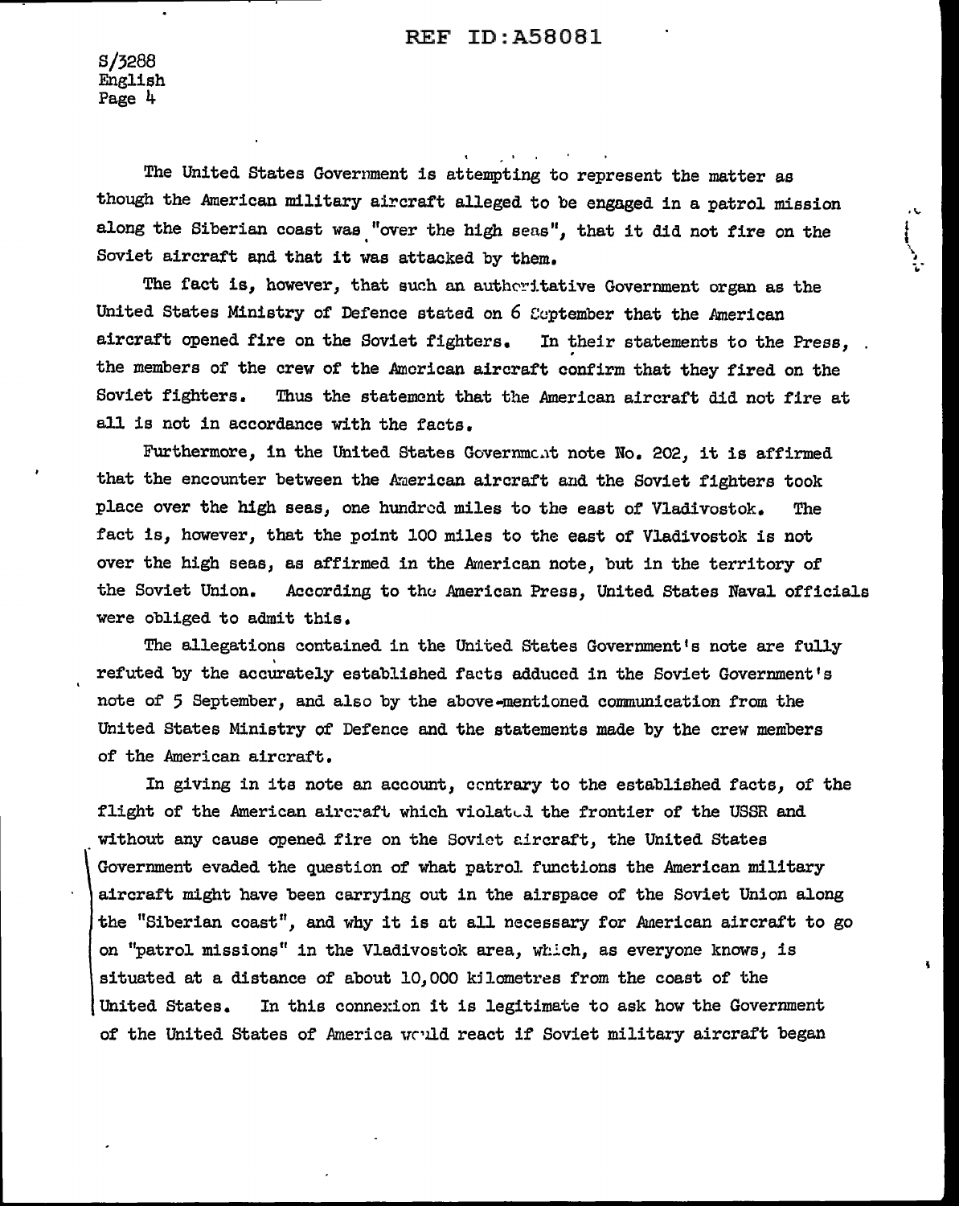S/3288
English
Page 4

The United States Government is attempting to represent the matter as though the American military aircraft alleged to be engaged in a patrol mission along the Siberian coast was "over the high seas", that it did not fire on the Soviet aircraft and that it was attacked by them.

The fact is, however, that such an authoritative Government organ as the United States Ministry of Defence stated on 6 September that the American aircraft opened fire on the Soviet fighters. In their statements to the Press, the members of the crew of the American aircraft confirm that they fired on the Soviet fighters. Thus the statement that the American aircraft did not fire at all is not in accordance with the facts.

Furthermore, in the United States Government note No. 202, it is affirmed that the encounter between the American aircraft and the Soviet fighters took place over the high seas, one hundred miles to the east of Vladivostok. The fact is, however, that the point 100 miles to the east of Vladivostok is not over the high seas, as affirmed in the American note, but in the territory of the Soviet Union. According to the American Press, United States Naval officials were obliged to admit this.

The allegations contained in the United States Government's note are fully refuted by the accurately established facts adduced in the Soviet Government's note of 5 September, and also by the above-mentioned communication from the United States Ministry of Defence and the statements made by the crew members of the American aircraft.

In giving in its note an account, contrary to the established facts, of the flight of the American aircraft which violated the frontier of the USSR and without any cause opened fire on the Soviet aircraft, the United States Government evaded the question of what patrol functions the American military aircraft might have been carrying out in the airspace of the Soviet Union along the "Siberian coast", and why it is at all necessary for American aircraft to go on "patrol missions" in the Vladivostok area, which, as everyone knows, is situated at a distance of about 10,000 kilometres from the coast of the United States. In this connexion it is legitimate to ask how the Government of the United States of America would react if Soviet military aircraft began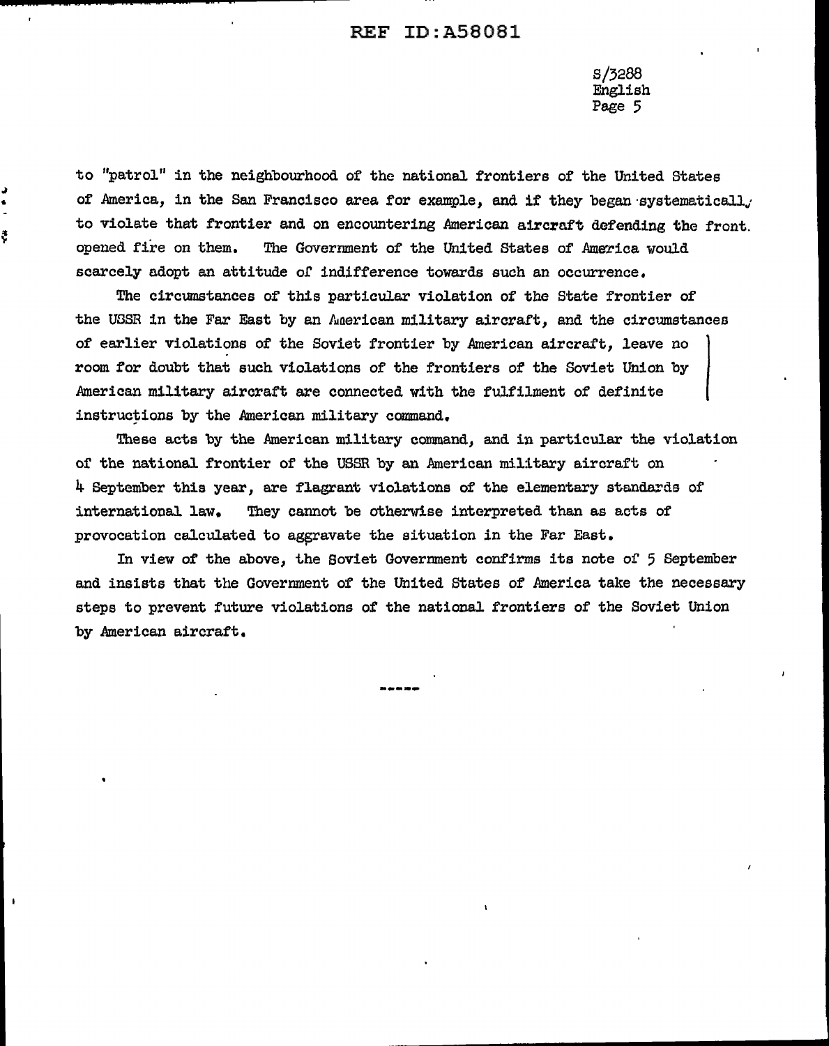to "patrol" in the neighbourhood of the national frontiers of the United States of America, in the San Francisco area for example, and if they began systematically to violate that frontier and on encountering American aircraft defending the front. opened fire on them. The Government of the United States of America would scarcely adopt an attitude of indifference towards such an occurrence.

The circumstances of this particular violation of the State frontier of the USSR in the Far East by an American military aircraft, and the circumstances of earlier violations of the Soviet frontier by American aircraft, leave no room for doubt that such violations of the frontiers of the Soviet Union by American military aircraft are connected with the fulfilment of definite instructions by the American military command.

These acts by the American military command, and in particular the violation of the national frontier of the USSR by an American military aircraft on 4 September this year, are flagrant violations of the elementary standards of international law. They cannot be otherwise interpreted than as acts of provocation calculated to aggravate the situation in the Far East.

In view of the above, the Soviet Government confirms its note of 5 September and insists that the Government of the United States of America take the necessary steps to prevent future violations of the national frontiers of the Soviet Union by American aircraft.

-----